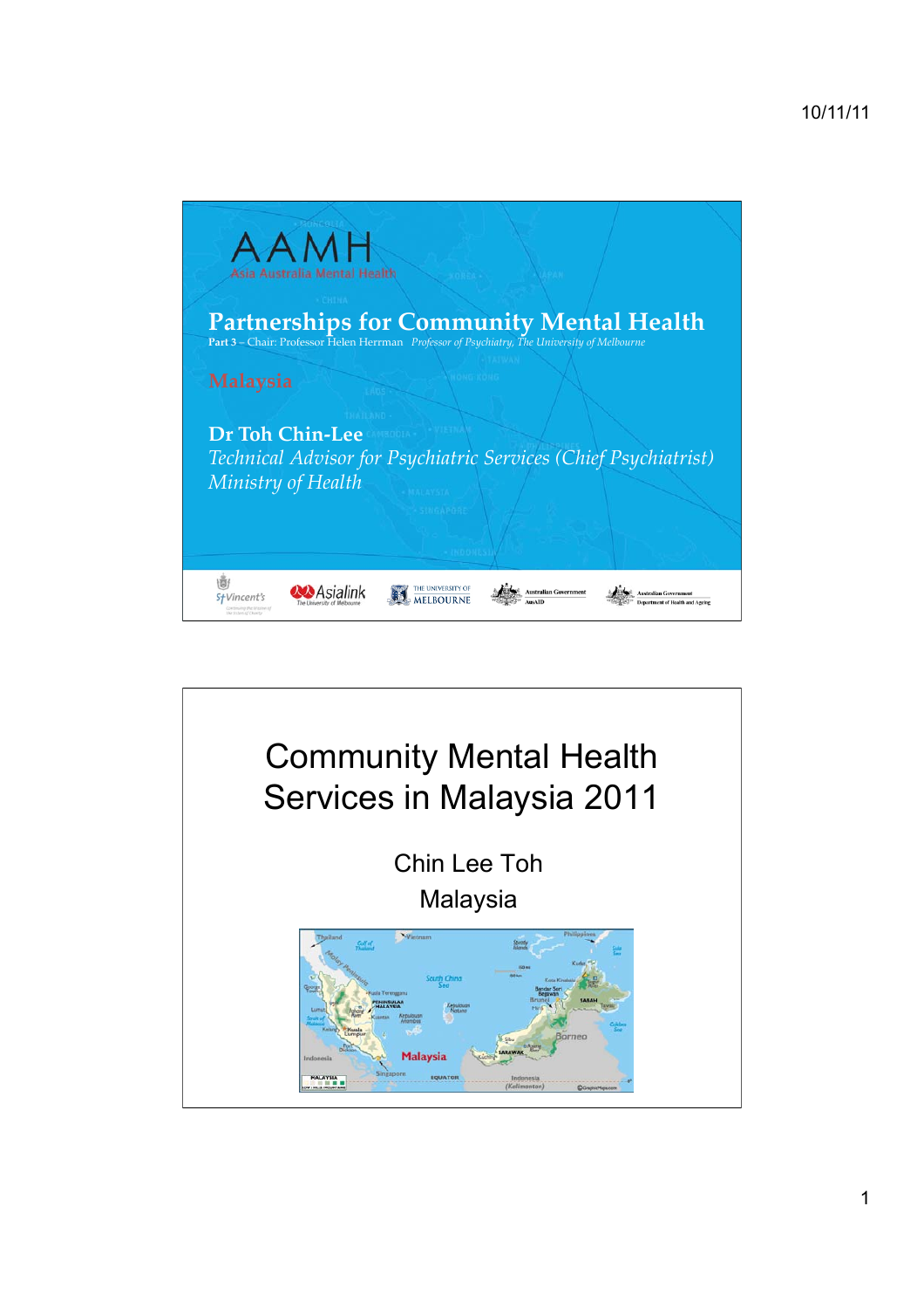# AAMH

Asia Australia Mental Health

## Partnerships for Community Mental Health

Part 3 – Chair: Professor Helen Herrman *Professor of Psychiatry, The University of Melbourne*

**Malaysia**

**Dr Toh Chin-Lee**

*Technical Advisor for Psychiatric Services (Chief Psychiatrist)*

*Ministry of Health*

St Vincent's | Asialink The University of Melbourne | The University of Melbourne | Australian Government AusAID | Australian Government Department of Health and Ageing

---

# Community Mental Health Services in Malaysia 2011

Chin Lee Toh

Malaysia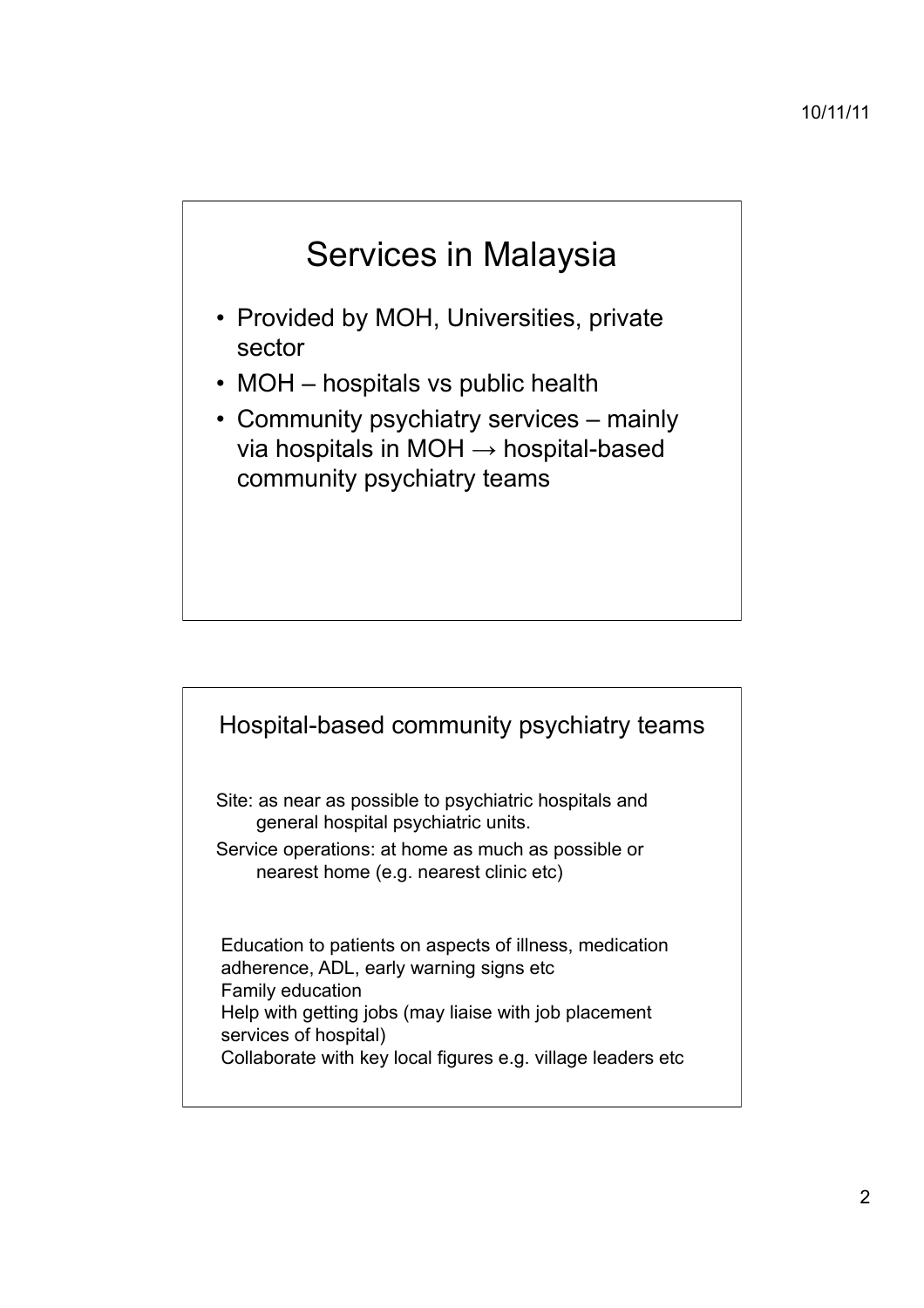# Services in Malaysia

- Provided by MOH, Universities, private sector
- MOH – hospitals vs public health
- Community psychiatry services – mainly via hospitals in MOH → hospital-based community psychiatry teams

## Hospital-based community psychiatry teams

Site: as near as possible to psychiatric hospitals and general hospital psychiatric units.

Service operations: at home as much as possible or nearest home (e.g. nearest clinic etc)

Education to patients on aspects of illness, medication adherence, ADL, early warning signs etc
Family education
Help with getting jobs (may liaise with job placement services of hospital)
Collaborate with key local figures e.g. village leaders etc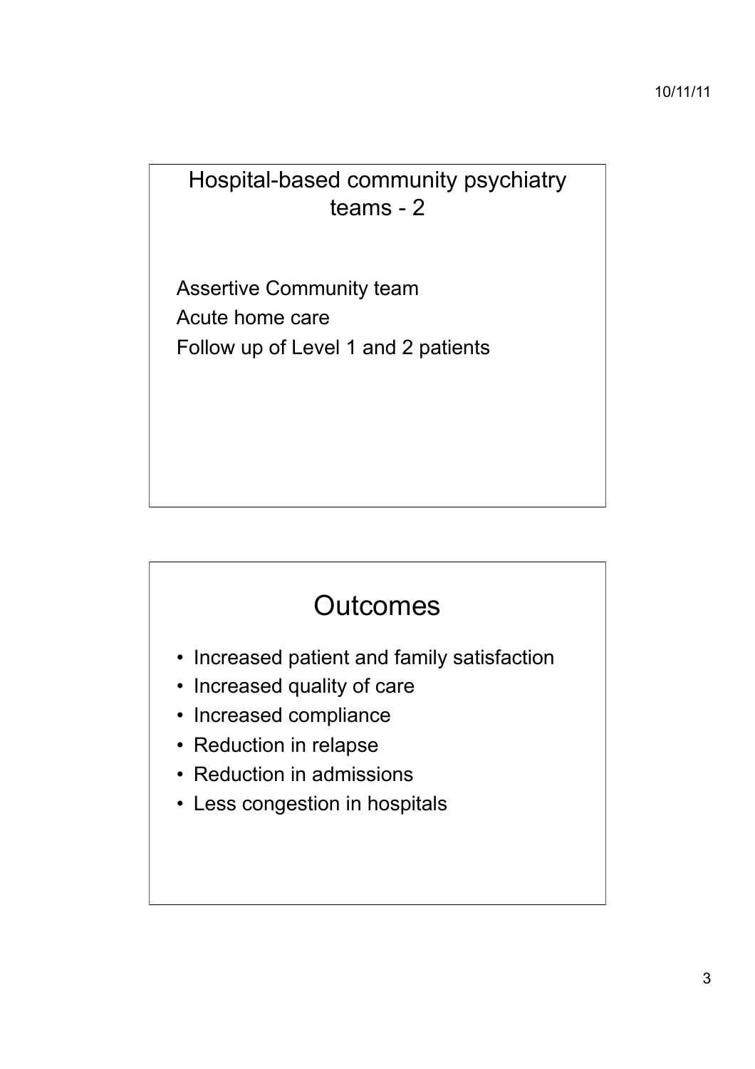## Hospital-based community psychiatry teams - 2

Assertive Community team

Acute home care

Follow up of Level 1 and 2 patients

## Outcomes

- Increased patient and family satisfaction
- Increased quality of care
- Increased compliance
- Reduction in relapse
- Reduction in admissions
- Less congestion in hospitals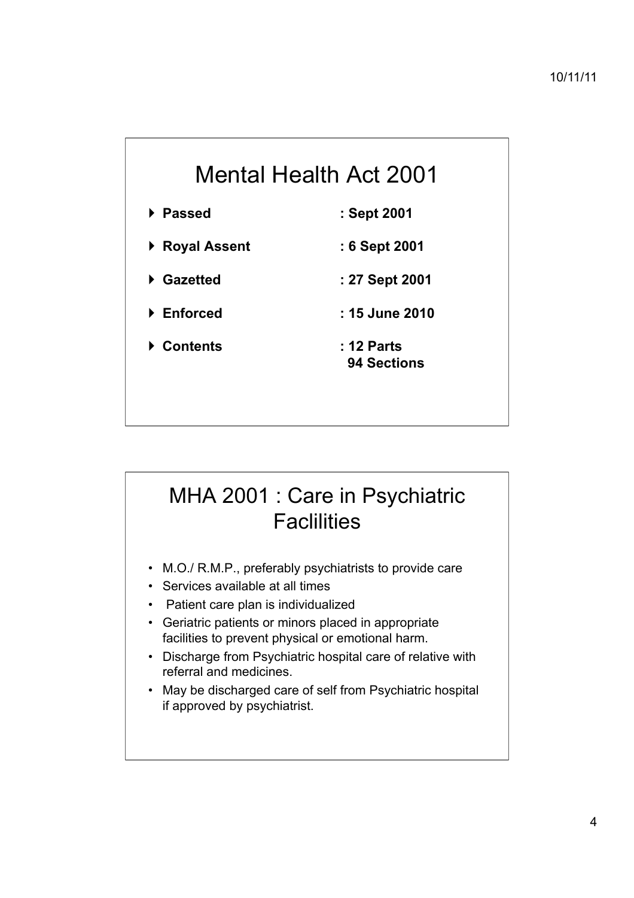# Mental Health Act 2001

- **Passed** **: Sept 2001**
- **Royal Assent** **: 6 Sept 2001**
- **Gazetted** **: 27 Sept 2001**
- **Enforced** **: 15 June 2010**
- **Contents** **: 12 Parts**
  **94 Sections**

# MHA 2001 : Care in Psychiatric Faclilities

- M.O./ R.M.P., preferably psychiatrists to provide care
- Services available at all times
- Patient care plan is individualized
- Geriatric patients or minors placed in appropriate facilities to prevent physical or emotional harm.
- Discharge from Psychiatric hospital care of relative with referral and medicines.
- May be discharged care of self from Psychiatric hospital if approved by psychiatrist.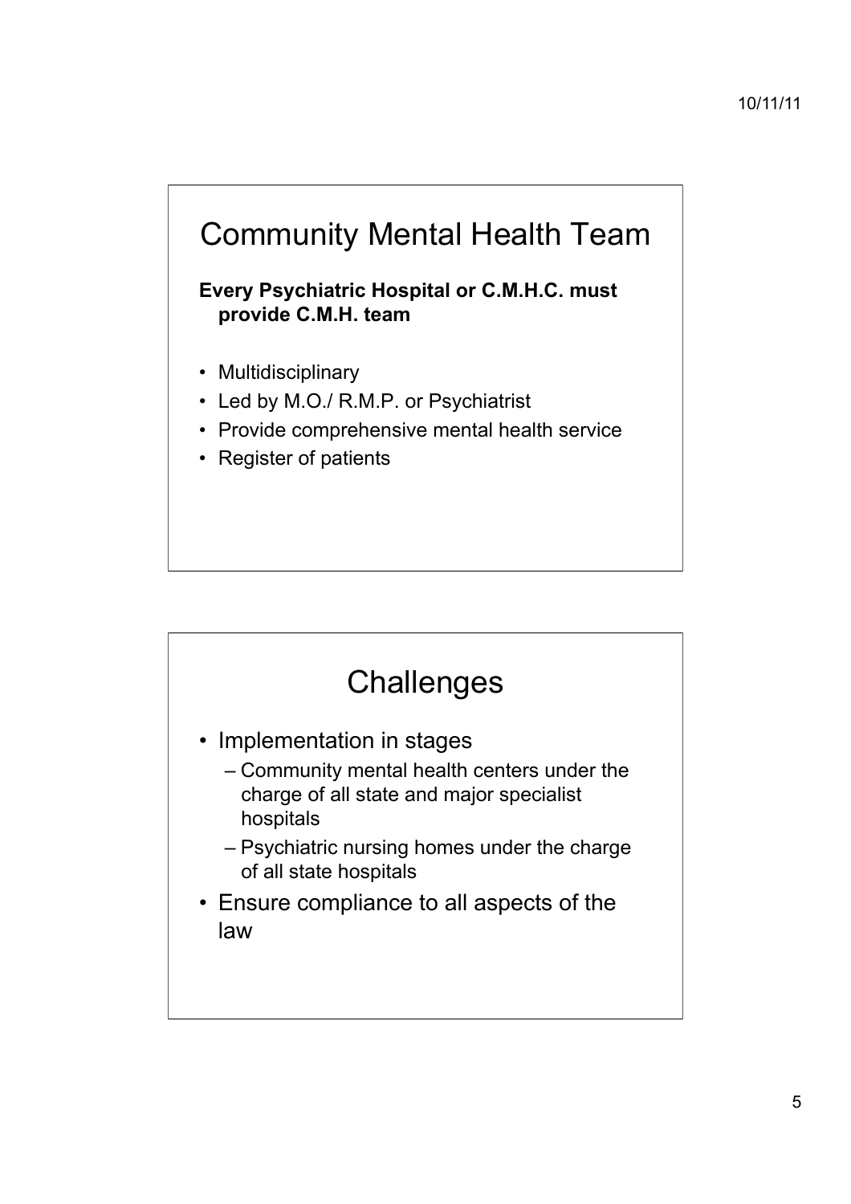## Community Mental Health Team

**Every Psychiatric Hospital or C.M.H.C. must provide C.M.H. team**

- Multidisciplinary
- Led by M.O./ R.M.P. or Psychiatrist
- Provide comprehensive mental health service
- Register of patients

## Challenges

- Implementation in stages
  - Community mental health centers under the charge of all state and major specialist hospitals
  - Psychiatric nursing homes under the charge of all state hospitals
- Ensure compliance to all aspects of the law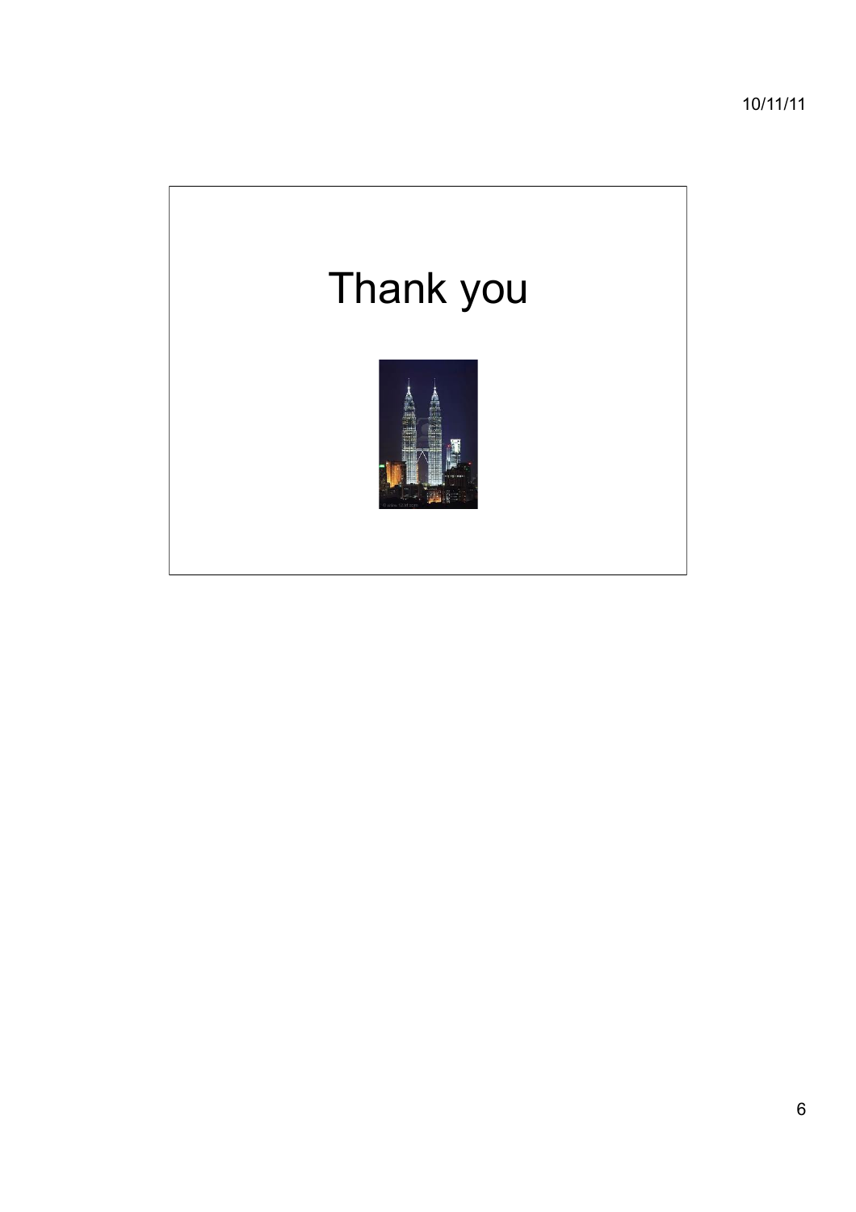# Thank you